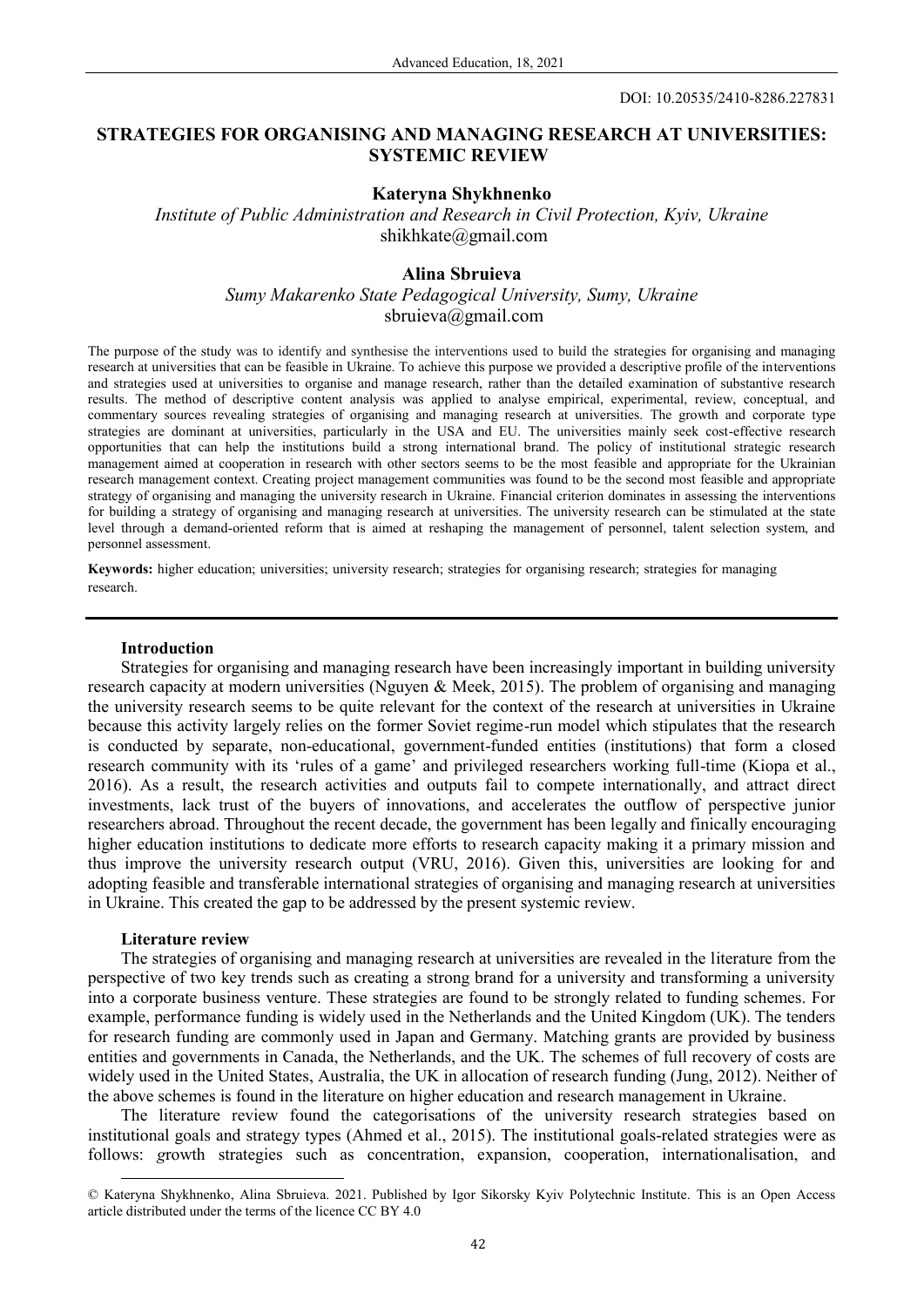DOI: 10.20535/2410-8286.227831

# STRATEGIES FOR ORGANISING AND MANAGING RESEARCH AT UNIVERSITIES: SYSTEMIC REVIEW

**Kateryna Shykhnenko**

*Institute of Public Administration and Research in Civil Protection, Kyiv, Ukraine*
shikhkate@gmail.com

**Alina Sbruieva**

*Sumy Makarenko State Pedagogical University, Sumy, Ukraine*
sbruieva@gmail.com

The purpose of the study was to identify and synthesise the interventions used to build the strategies for organising and managing research at universities that can be feasible in Ukraine. To achieve this purpose we provided a descriptive profile of the interventions and strategies used at universities to organise and manage research, rather than the detailed examination of substantive research results. The method of descriptive content analysis was applied to analyse empirical, experimental, review, conceptual, and commentary sources revealing strategies of organising and managing research at universities. The growth and corporate type strategies are dominant at universities, particularly in the USA and EU. The universities mainly seek cost-effective research opportunities that can help the institutions build a strong international brand. The policy of institutional strategic research management aimed at cooperation in research with other sectors seems to be the most feasible and appropriate for the Ukrainian research management context. Creating project management communities was found to be the second most feasible and appropriate strategy of organising and managing the university research in Ukraine. Financial criterion dominates in assessing the interventions for building a strategy of organising and managing research at universities. The university research can be stimulated at the state level through a demand-oriented reform that is aimed at reshaping the management of personnel, talent selection system, and personnel assessment.

**Keywords:** higher education; universities; university research; strategies for organising research; strategies for managing research.

## Introduction

Strategies for organising and managing research have been increasingly important in building university research capacity at modern universities (Nguyen & Meek, 2015). The problem of organising and managing the university research seems to be quite relevant for the context of the research at universities in Ukraine because this activity largely relies on the former Soviet regime-run model which stipulates that the research is conducted by separate, non-educational, government-funded entities (institutions) that form a closed research community with its 'rules of a game' and privileged researchers working full-time (Kiopa et al., 2016). As a result, the research activities and outputs fail to compete internationally, and attract direct investments, lack trust of the buyers of innovations, and accelerates the outflow of perspective junior researchers abroad. Throughout the recent decade, the government has been legally and finically encouraging higher education institutions to dedicate more efforts to research capacity making it a primary mission and thus improve the university research output (VRU, 2016). Given this, universities are looking for and adopting feasible and transferable international strategies of organising and managing research at universities in Ukraine. This created the gap to be addressed by the present systemic review.

## Literature review

The strategies of organising and managing research at universities are revealed in the literature from the perspective of two key trends such as creating a strong brand for a university and transforming a university into a corporate business venture. These strategies are found to be strongly related to funding schemes. For example, performance funding is widely used in the Netherlands and the United Kingdom (UK). The tenders for research funding are commonly used in Japan and Germany. Matching grants are provided by business entities and governments in Canada, the Netherlands, and the UK. The schemes of full recovery of costs are widely used in the United States, Australia, the UK in allocation of research funding (Jung, 2012). Neither of the above schemes is found in the literature on higher education and research management in Ukraine.

The literature review found the categorisations of the university research strategies based on institutional goals and strategy types (Ahmed et al., 2015). The institutional goals-related strategies were as follows: growth strategies such as concentration, expansion, cooperation, internationalisation, and

---

© Kateryna Shykhnenko, Alina Sbruieva. 2021. Published by Igor Sikorsky Kyiv Polytechnic Institute. This is an Open Access article distributed under the terms of the licence CC BY 4.0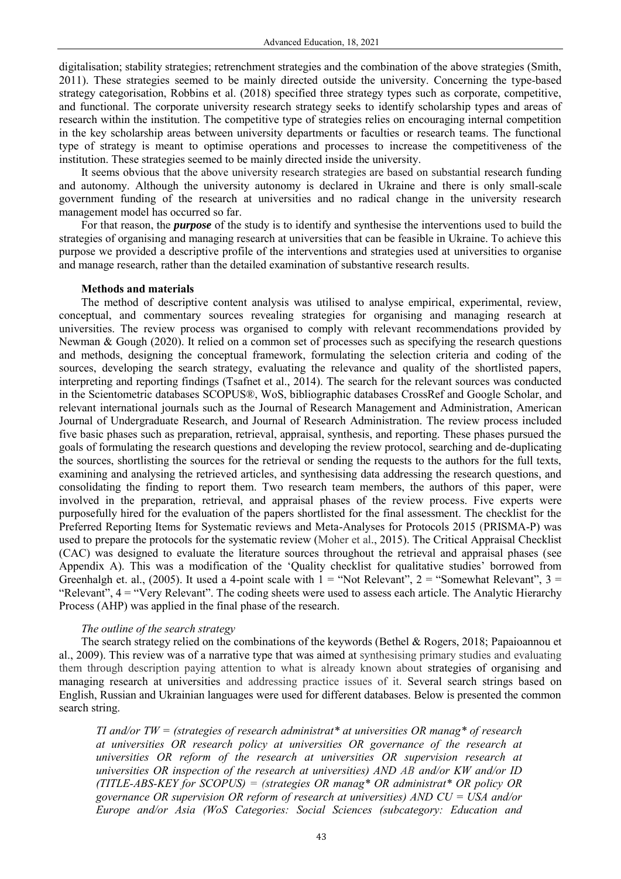digitalisation; stability strategies; retrenchment strategies and the combination of the above strategies (Smith, 2011). These strategies seemed to be mainly directed outside the university. Concerning the type-based strategy categorisation, Robbins et al. (2018) specified three strategy types such as corporate, competitive, and functional. The corporate university research strategy seeks to identify scholarship types and areas of research within the institution. The competitive type of strategies relies on encouraging internal competition in the key scholarship areas between university departments or faculties or research teams. The functional type of strategy is meant to optimise operations and processes to increase the competitiveness of the institution. These strategies seemed to be mainly directed inside the university.

It seems obvious that the above university research strategies are based on substantial research funding and autonomy. Although the university autonomy is declared in Ukraine and there is only small-scale government funding of the research at universities and no radical change in the university research management model has occurred so far.

For that reason, the ***purpose*** of the study is to identify and synthesise the interventions used to build the strategies of organising and managing research at universities that can be feasible in Ukraine. To achieve this purpose we provided a descriptive profile of the interventions and strategies used at universities to organise and manage research, rather than the detailed examination of substantive research results.

**Methods and materials**

The method of descriptive content analysis was utilised to analyse empirical, experimental, review, conceptual, and commentary sources revealing strategies for organising and managing research at universities. The review process was organised to comply with relevant recommendations provided by Newman & Gough (2020). It relied on a common set of processes such as specifying the research questions and methods, designing the conceptual framework, formulating the selection criteria and coding of the sources, developing the search strategy, evaluating the relevance and quality of the shortlisted papers, interpreting and reporting findings (Tsafnet et al., 2014). The search for the relevant sources was conducted in the Scientometric databases SCOPUS®, WoS, bibliographic databases CrossRef and Google Scholar, and relevant international journals such as the Journal of Research Management and Administration, American Journal of Undergraduate Research, and Journal of Research Administration. The review process included five basic phases such as preparation, retrieval, appraisal, synthesis, and reporting. These phases pursued the goals of formulating the research questions and developing the review protocol, searching and de-duplicating the sources, shortlisting the sources for the retrieval or sending the requests to the authors for the full texts, examining and analysing the retrieved articles, and synthesising data addressing the research questions, and consolidating the finding to report them. Two research team members, the authors of this paper, were involved in the preparation, retrieval, and appraisal phases of the review process. Five experts were purposefully hired for the evaluation of the papers shortlisted for the final assessment. The checklist for the Preferred Reporting Items for Systematic reviews and Meta-Analyses for Protocols 2015 (PRISMA-P) was used to prepare the protocols for the systematic review (Moher et al., 2015). The Critical Appraisal Checklist (CAC) was designed to evaluate the literature sources throughout the retrieval and appraisal phases (see Appendix A). This was a modification of the 'Quality checklist for qualitative studies' borrowed from Greenhalgh et. al., (2005). It used a 4-point scale with 1 = "Not Relevant", 2 = "Somewhat Relevant", 3 = "Relevant", 4 = "Very Relevant". The coding sheets were used to assess each article. The Analytic Hierarchy Process (AHP) was applied in the final phase of the research.

*The outline of the search strategy*

The search strategy relied on the combinations of the keywords (Bethel & Rogers, 2018; Papaioannou et al., 2009). This review was of a narrative type that was aimed at synthesising primary studies and evaluating them through description paying attention to what is already known about strategies of organising and managing research at universities and addressing practice issues of it. Several search strings based on English, Russian and Ukrainian languages were used for different databases. Below is presented the common search string.

> *TI and/or TW = (strategies of research administrat* at universities OR manag* of research at universities OR research policy at universities OR governance of the research at universities OR reform of the research at universities OR supervision research at universities OR inspection of the research at universities) AND AB and/or KW and/or ID (TITLE-ABS-KEY for SCOPUS) = (strategies OR manag* OR administrat* OR policy OR governance OR supervision OR reform of research at universities) AND CU = USA and/or Europe and/or Asia (WoS Categories: Social Sciences (subcategory: Education and*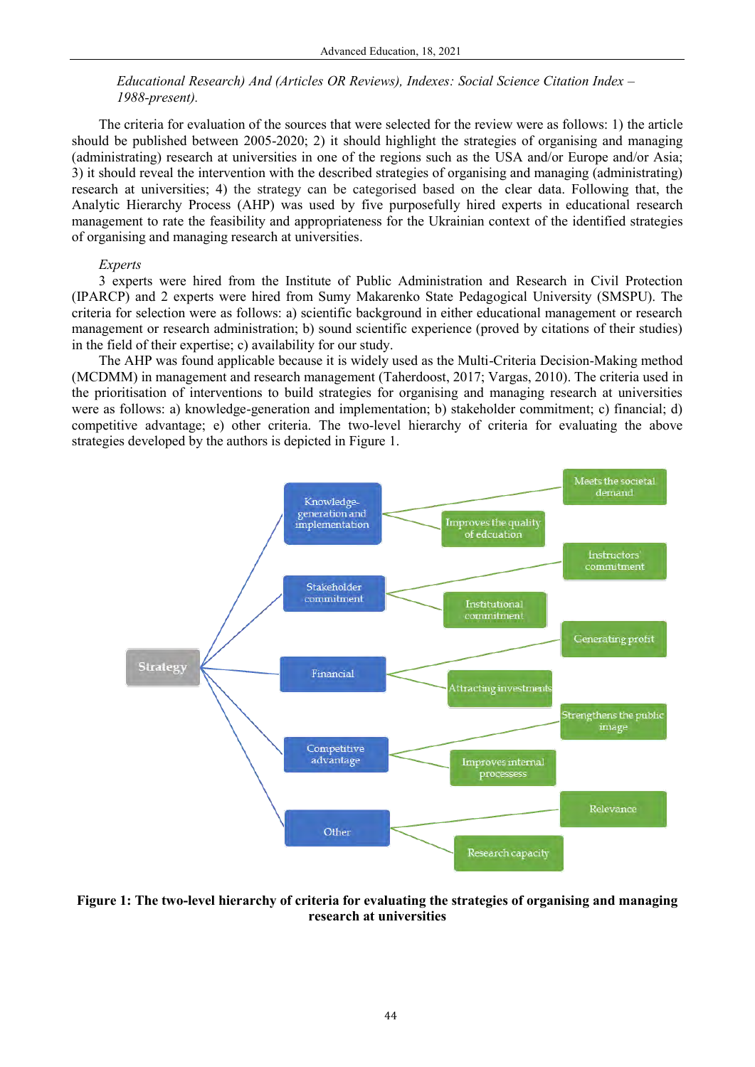*Educational Research) And (Articles OR Reviews), Indexes: Social Science Citation Index – 1988-present).*

The criteria for evaluation of the sources that were selected for the review were as follows: 1) the article should be published between 2005-2020; 2) it should highlight the strategies of organising and managing (administrating) research at universities in one of the regions such as the USA and/or Europe and/or Asia; 3) it should reveal the intervention with the described strategies of organising and managing (administrating) research at universities; 4) the strategy can be categorised based on the clear data. Following that, the Analytic Hierarchy Process (AHP) was used by five purposefully hired experts in educational research management to rate the feasibility and appropriateness for the Ukrainian context of the identified strategies of organising and managing research at universities.

*Experts*

3 experts were hired from the Institute of Public Administration and Research in Civil Protection (IPARCP) and 2 experts were hired from Sumy Makarenko State Pedagogical University (SMSPU). The criteria for selection were as follows: a) scientific background in either educational management or research management or research administration; b) sound scientific experience (proved by citations of their studies) in the field of their expertise; c) availability for our study.

The AHP was found applicable because it is widely used as the Multi-Criteria Decision-Making method (MCDMM) in management and research management (Taherdoost, 2017; Vargas, 2010). The criteria used in the prioritisation of interventions to build strategies for organising and managing research at universities were as follows: a) knowledge-generation and implementation; b) stakeholder commitment; c) financial; d) competitive advantage; e) other criteria. The two-level hierarchy of criteria for evaluating the above strategies developed by the authors is depicted in Figure 1.

Strategy

Knowledge-generation and implementation — Meets the societal demand; Improves the quality of edcuation

Stakeholder commitment — Instructors' commitment; Institutional commitment

Financial — Generating profit; Attracting investments

Competitive advantage — Strengthens the public image; Improves internal processes

Other — Relevance; Research capacity

**Figure 1: The two-level hierarchy of criteria for evaluating the strategies of organising and managing research at universities**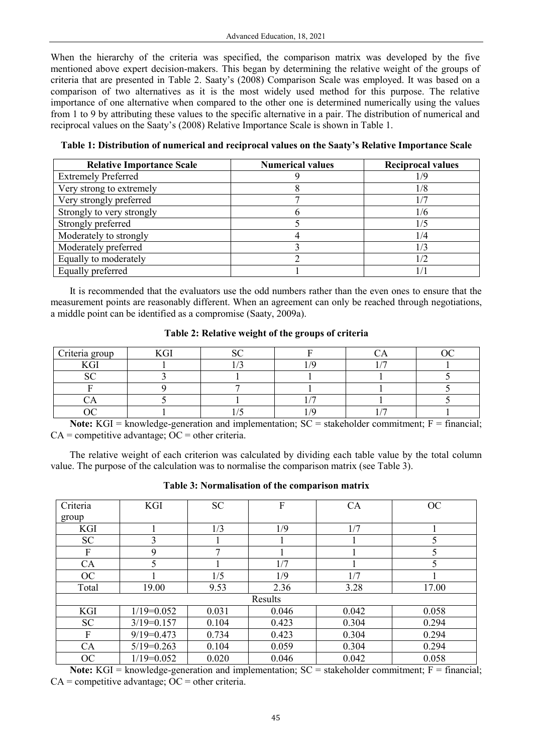When the hierarchy of the criteria was specified, the comparison matrix was developed by the five mentioned above expert decision-makers. This began by determining the relative weight of the groups of criteria that are presented in Table 2. Saaty's (2008) Comparison Scale was employed. It was based on a comparison of two alternatives as it is the most widely used method for this purpose. The relative importance of one alternative when compared to the other one is determined numerically using the values from 1 to 9 by attributing these values to the specific alternative in a pair. The distribution of numerical and reciprocal values on the Saaty's (2008) Relative Importance Scale is shown in Table 1.

**Table 1: Distribution of numerical and reciprocal values on the Saaty's Relative Importance Scale**

| Relative Importance Scale | Numerical values | Reciprocal values |
|---|---|---|
| Extremely Preferred | 9 | 1/9 |
| Very strong to extremely | 8 | 1/8 |
| Very strongly preferred | 7 | 1/7 |
| Strongly to very strongly | 6 | 1/6 |
| Strongly preferred | 5 | 1/5 |
| Moderately to strongly | 4 | 1/4 |
| Moderately preferred | 3 | 1/3 |
| Equally to moderately | 2 | 1/2 |
| Equally preferred | 1 | 1/1 |

It is recommended that the evaluators use the odd numbers rather than the even ones to ensure that the measurement points are reasonably different. When an agreement can only be reached through negotiations, a middle point can be identified as a compromise (Saaty, 2009a).

**Table 2: Relative weight of the groups of criteria**

| Criteria group | KGI | SC | F | CA | OC |
|---|---|---|---|---|---|
| KGI | 1 | 1/3 | 1/9 | 1/7 | 1 |
| SC | 3 | 1 | 1 | 1 | 5 |
| F | 9 | 7 | 1 | 1 | 5 |
| CA | 5 | 1 | 1/7 | 1 | 5 |
| OC | 1 | 1/5 | 1/9 | 1/7 | 1 |

**Note:** KGI = knowledge-generation and implementation; SC = stakeholder commitment; F = financial; CA = competitive advantage; OC = other criteria.

The relative weight of each criterion was calculated by dividing each table value by the total column value. The purpose of the calculation was to normalise the comparison matrix (see Table 3).

**Table 3: Normalisation of the comparison matrix**

| Criteria group | KGI | SC | F | CA | OC |
|---|---|---|---|---|---|
| KGI | 1 | 1/3 | 1/9 | 1/7 | 1 |
| SC | 3 | 1 | 1 | 1 | 5 |
| F | 9 | 7 | 1 | 1 | 5 |
| CA | 5 | 1 | 1/7 | 1 | 5 |
| OC | 1 | 1/5 | 1/9 | 1/7 | 1 |
| Total | 19.00 | 9.53 | 2.36 | 3.28 | 17.00 |
| Results | | | | | |
| KGI | 1/19=0.052 | 0.031 | 0.046 | 0.042 | 0.058 |
| SC | 3/19=0.157 | 0.104 | 0.423 | 0.304 | 0.294 |
| F | 9/19=0.473 | 0.734 | 0.423 | 0.304 | 0.294 |
| CA | 5/19=0.263 | 0.104 | 0.059 | 0.304 | 0.294 |
| OC | 1/19=0.052 | 0.020 | 0.046 | 0.042 | 0.058 |

**Note:** KGI = knowledge-generation and implementation; SC = stakeholder commitment; F = financial; CA = competitive advantage; OC = other criteria.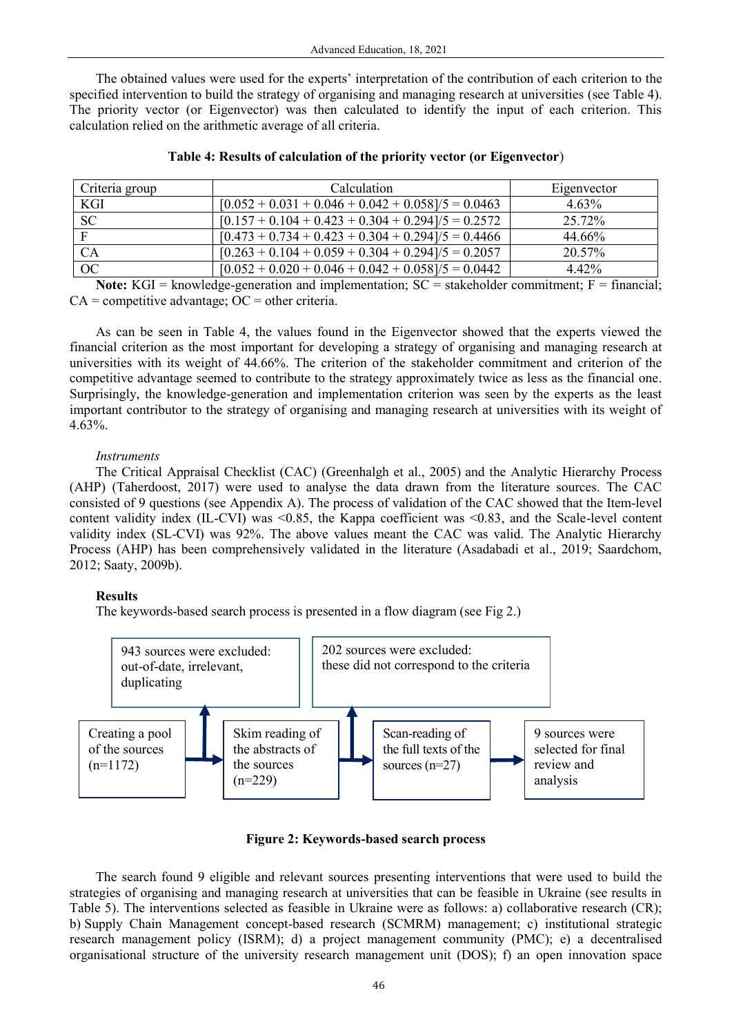The obtained values were used for the experts' interpretation of the contribution of each criterion to the specified intervention to build the strategy of organising and managing research at universities (see Table 4). The priority vector (or Eigenvector) was then calculated to identify the input of each criterion. This calculation relied on the arithmetic average of all criteria.

**Table 4: Results of calculation of the priority vector (or Eigenvector)**

| Criteria group | Calculation | Eigenvector |
| --- | --- | --- |
| KGI | [0.052 + 0.031 + 0.046 + 0.042 + 0.058]/5 = 0.0463 | 4.63% |
| SC | [0.157 + 0.104 + 0.423 + 0.304 + 0.294]/5 = 0.2572 | 25.72% |
| F | [0.473 + 0.734 + 0.423 + 0.304 + 0.294]/5 = 0.4466 | 44.66% |
| CA | [0.263 + 0.104 + 0.059 + 0.304 + 0.294]/5 = 0.2057 | 20.57% |
| OC | [0.052 + 0.020 + 0.046 + 0.042 + 0.058]/5 = 0.0442 | 4.42% |

**Note:** KGI = knowledge-generation and implementation; SC = stakeholder commitment; F = financial; CA = competitive advantage; OC = other criteria.

As can be seen in Table 4, the values found in the Eigenvector showed that the experts viewed the financial criterion as the most important for developing a strategy of organising and managing research at universities with its weight of 44.66%. The criterion of the stakeholder commitment and criterion of the competitive advantage seemed to contribute to the strategy approximately twice as less as the financial one. Surprisingly, the knowledge-generation and implementation criterion was seen by the experts as the least important contributor to the strategy of organising and managing research at universities with its weight of 4.63%.

*Instruments*

The Critical Appraisal Checklist (CAC) (Greenhalgh et al., 2005) and the Analytic Hierarchy Process (AHP) (Taherdoost, 2017) were used to analyse the data drawn from the literature sources. The CAC consisted of 9 questions (see Appendix A). The process of validation of the CAC showed that the Item-level content validity index (IL-CVI) was <0.85, the Kappa coefficient was <0.83, and the Scale-level content validity index (SL-CVI) was 92%. The above values meant the CAC was valid. The Analytic Hierarchy Process (AHP) has been comprehensively validated in the literature (Asadabadi et al., 2019; Saardchom, 2012; Saaty, 2009b).

**Results**

The keywords-based search process is presented in a flow diagram (see Fig 2.)

Creating a pool of the sources (n=1172) → Skim reading of the abstracts of the sources (n=229) → Scan-reading of the full texts of the sources (n=27) → 9 sources were selected for final review and analysis

943 sources were excluded: out-of-date, irrelevant, duplicating

202 sources were excluded: these did not correspond to the criteria

**Figure 2: Keywords-based search process**

The search found 9 eligible and relevant sources presenting interventions that were used to build the strategies of organising and managing research at universities that can be feasible in Ukraine (see results in Table 5). The interventions selected as feasible in Ukraine were as follows: a) collaborative research (CR); b) Supply Chain Management concept-based research (SCMRM) management; c) institutional strategic research management policy (ISRM); d) a project management community (PMC); e) a decentralised organisational structure of the university research management unit (DOS); f) an open innovation space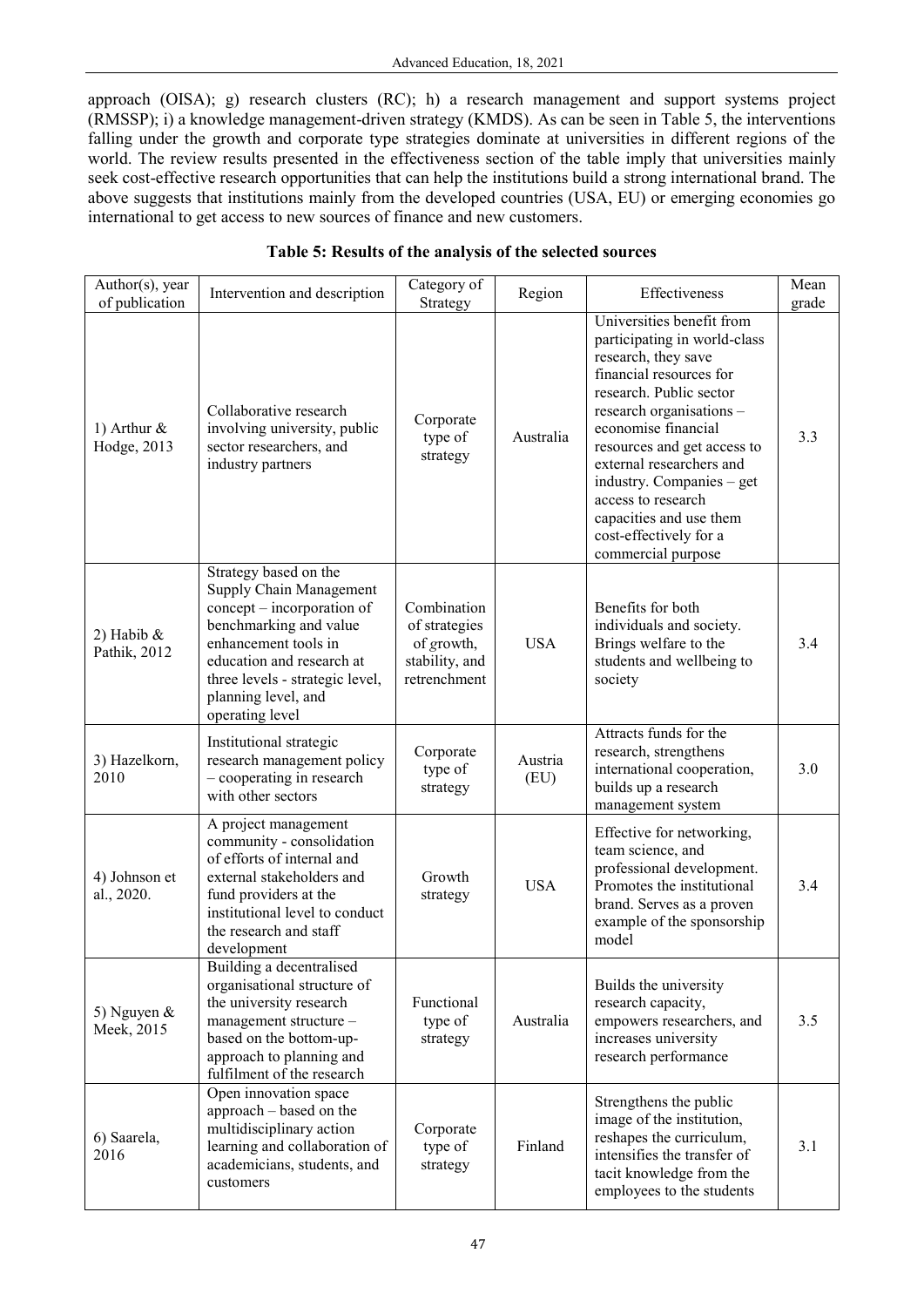approach (OISA); g) research clusters (RC); h) a research management and support systems project (RMSSP); i) a knowledge management-driven strategy (KMDS). As can be seen in Table 5, the interventions falling under the growth and corporate type strategies dominate at universities in different regions of the world. The review results presented in the effectiveness section of the table imply that universities mainly seek cost-effective research opportunities that can help the institutions build a strong international brand. The above suggests that institutions mainly from the developed countries (USA, EU) or emerging economies go international to get access to new sources of finance and new customers.

**Table 5: Results of the analysis of the selected sources**

| Author(s), year of publication | Intervention and description | Category of Strategy | Region | Effectiveness | Mean grade |
|---|---|---|---|---|---|
| 1) Arthur & Hodge, 2013 | Collaborative research involving university, public sector researchers, and industry partners | Corporate type of strategy | Australia | Universities benefit from participating in world-class research, they save financial resources for research. Public sector research organisations – economise financial resources and get access to external researchers and industry. Companies – get access to research capacities and use them cost-effectively for a commercial purpose | 3.3 |
| 2) Habib & Pathik, 2012 | Strategy based on the Supply Chain Management concept – incorporation of benchmarking and value enhancement tools in education and research at three levels - strategic level, planning level, and operating level | Combination of strategies of growth, stability, and retrenchment | USA | Benefits for both individuals and society. Brings welfare to the students and wellbeing to society | 3.4 |
| 3) Hazelkorn, 2010 | Institutional strategic research management policy – cooperating in research with other sectors | Corporate type of strategy | Austria (EU) | Attracts funds for the research, strengthens international cooperation, builds up a research management system | 3.0 |
| 4) Johnson et al., 2020. | A project management community - consolidation of efforts of internal and external stakeholders and fund providers at the institutional level to conduct the research and staff development | Growth strategy | USA | Effective for networking, team science, and professional development. Promotes the institutional brand. Serves as a proven example of the sponsorship model | 3.4 |
| 5) Nguyen & Meek, 2015 | Building a decentralised organisational structure of the university research management structure – based on the bottom-up-approach to planning and fulfilment of the research | Functional type of strategy | Australia | Builds the university research capacity, empowers researchers, and increases university research performance | 3.5 |
| 6) Saarela, 2016 | Open innovation space approach – based on the multidisciplinary action learning and collaboration of academicians, students, and customers | Corporate type of strategy | Finland | Strengthens the public image of the institution, reshapes the curriculum, intensifies the transfer of tacit knowledge from the employees to the students | 3.1 |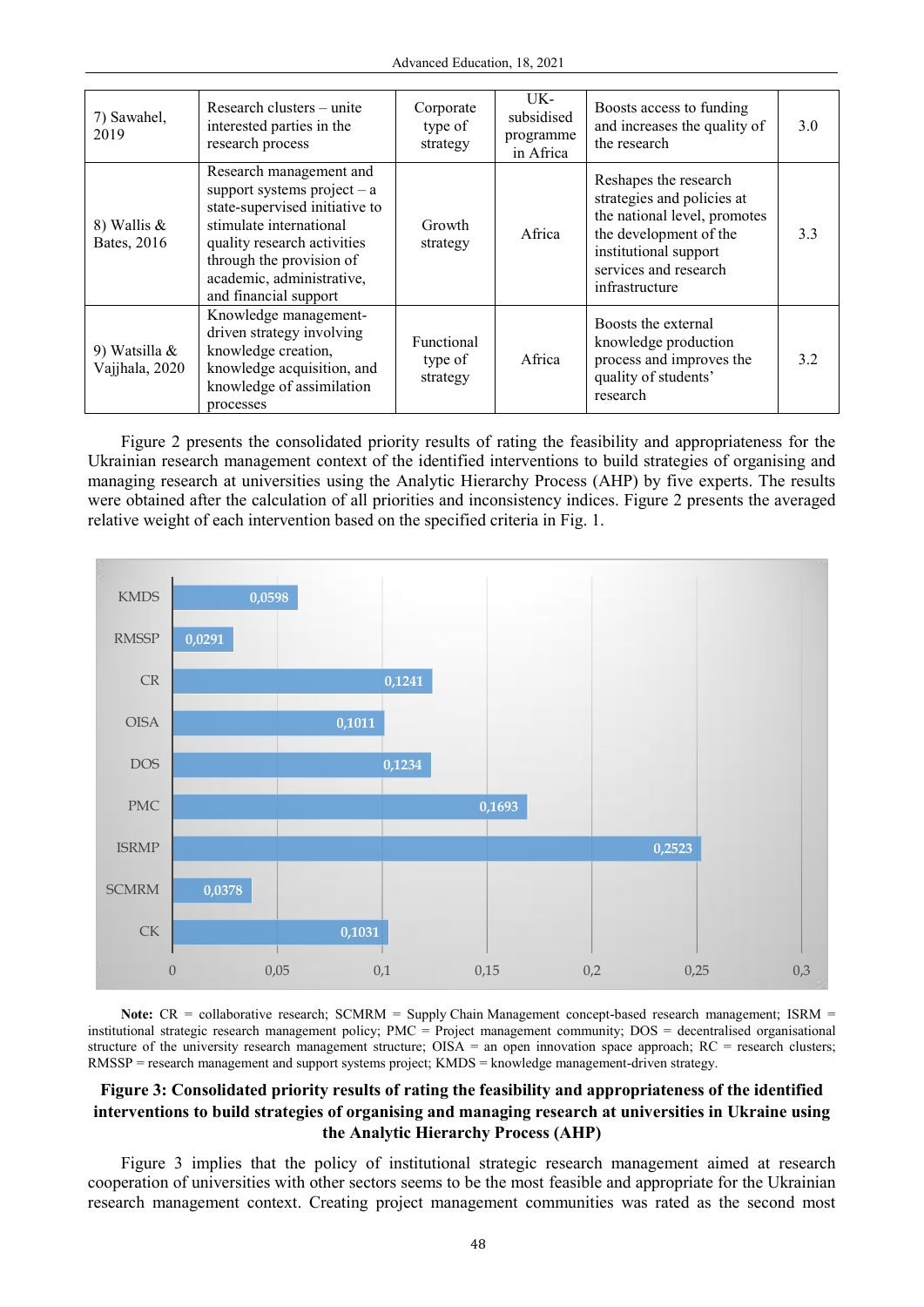| | | | | | |
|---|---|---|---|---|---|
| 7) Sawahel, 2019 | Research clusters – unite interested parties in the research process | Corporate type of strategy | UK-subsidised programme in Africa | Boosts access to funding and increases the quality of the research | 3.0 |
| 8) Wallis & Bates, 2016 | Research management and support systems project – a state-supervised initiative to stimulate international quality research activities through the provision of academic, administrative, and financial support | Growth strategy | Africa | Reshapes the research strategies and policies at the national level, promotes the development of the institutional support services and research infrastructure | 3.3 |
| 9) Watsilla & Vajjhala, 2020 | Knowledge management-driven strategy involving knowledge creation, knowledge acquisition, and knowledge of assimilation processes | Functional type of strategy | Africa | Boosts the external knowledge production process and improves the quality of students' research | 3.2 |

Figure 2 presents the consolidated priority results of rating the feasibility and appropriateness for the Ukrainian research management context of the identified interventions to build strategies of organising and managing research at universities using the Analytic Hierarchy Process (AHP) by five experts. The results were obtained after the calculation of all priorities and inconsistency indices. Figure 2 presents the averaged relative weight of each intervention based on the specified criteria in Fig. 1.

| Intervention | Priority |
|---|---|
| KMDS | 0,0598 |
| RMSSP | 0,0291 |
| CR | 0,1241 |
| OISA | 0,1011 |
| DOS | 0,1234 |
| PMC | 0,1693 |
| ISRMP | 0,2523 |
| SCMRM | 0,0378 |
| CK | 0,1031 |

**Note:** CR = collaborative research; SCMRM = Supply Chain Management concept-based research management; ISRM = institutional strategic research management policy; PMC = Project management community; DOS = decentralised organisational structure of the university research management structure; OISA = an open innovation space approach; RC = research clusters; RMSSP = research management and support systems project; KMDS = knowledge management-driven strategy.

**Figure 3: Consolidated priority results of rating the feasibility and appropriateness of the identified interventions to build strategies of organising and managing research at universities in Ukraine using the Analytic Hierarchy Process (AHP)**

Figure 3 implies that the policy of institutional strategic research management aimed at research cooperation of universities with other sectors seems to be the most feasible and appropriate for the Ukrainian research management context. Creating project management communities was rated as the second most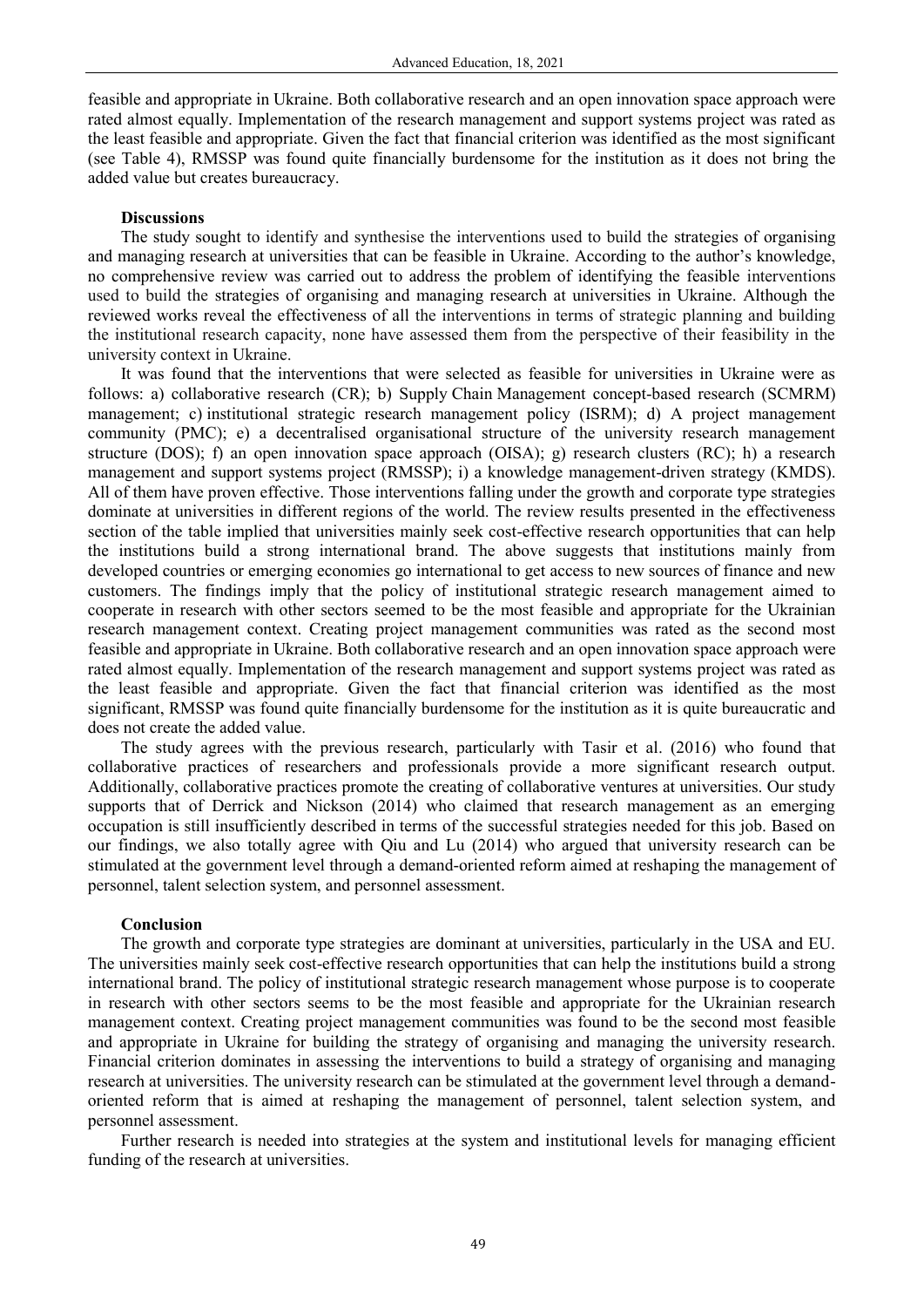feasible and appropriate in Ukraine. Both collaborative research and an open innovation space approach were rated almost equally. Implementation of the research management and support systems project was rated as the least feasible and appropriate. Given the fact that financial criterion was identified as the most significant (see Table 4), RMSSP was found quite financially burdensome for the institution as it does not bring the added value but creates bureaucracy.

**Discussions**

The study sought to identify and synthesise the interventions used to build the strategies of organising and managing research at universities that can be feasible in Ukraine. According to the author's knowledge, no comprehensive review was carried out to address the problem of identifying the feasible interventions used to build the strategies of organising and managing research at universities in Ukraine. Although the reviewed works reveal the effectiveness of all the interventions in terms of strategic planning and building the institutional research capacity, none have assessed them from the perspective of their feasibility in the university context in Ukraine.

It was found that the interventions that were selected as feasible for universities in Ukraine were as follows: a) collaborative research (CR); b) Supply Chain Management concept-based research (SCMRM) management; c) institutional strategic research management policy (ISRM); d) A project management community (PMC); e) a decentralised organisational structure of the university research management structure (DOS); f) an open innovation space approach (OISA); g) research clusters (RC); h) a research management and support systems project (RMSSP); i) a knowledge management-driven strategy (KMDS). All of them have proven effective. Those interventions falling under the growth and corporate type strategies dominate at universities in different regions of the world. The review results presented in the effectiveness section of the table implied that universities mainly seek cost-effective research opportunities that can help the institutions build a strong international brand. The above suggests that institutions mainly from developed countries or emerging economies go international to get access to new sources of finance and new customers. The findings imply that the policy of institutional strategic research management aimed to cooperate in research with other sectors seemed to be the most feasible and appropriate for the Ukrainian research management context. Creating project management communities was rated as the second most feasible and appropriate in Ukraine. Both collaborative research and an open innovation space approach were rated almost equally. Implementation of the research management and support systems project was rated as the least feasible and appropriate. Given the fact that financial criterion was identified as the most significant, RMSSP was found quite financially burdensome for the institution as it is quite bureaucratic and does not create the added value.

The study agrees with the previous research, particularly with Tasir et al. (2016) who found that collaborative practices of researchers and professionals provide a more significant research output. Additionally, collaborative practices promote the creating of collaborative ventures at universities. Our study supports that of Derrick and Nickson (2014) who claimed that research management as an emerging occupation is still insufficiently described in terms of the successful strategies needed for this job. Based on our findings, we also totally agree with Qiu and Lu (2014) who argued that university research can be stimulated at the government level through a demand-oriented reform aimed at reshaping the management of personnel, talent selection system, and personnel assessment.

**Conclusion**

The growth and corporate type strategies are dominant at universities, particularly in the USA and EU. The universities mainly seek cost-effective research opportunities that can help the institutions build a strong international brand. The policy of institutional strategic research management whose purpose is to cooperate in research with other sectors seems to be the most feasible and appropriate for the Ukrainian research management context. Creating project management communities was found to be the second most feasible and appropriate in Ukraine for building the strategy of organising and managing the university research. Financial criterion dominates in assessing the interventions to build a strategy of organising and managing research at universities. The university research can be stimulated at the government level through a demand-oriented reform that is aimed at reshaping the management of personnel, talent selection system, and personnel assessment.

Further research is needed into strategies at the system and institutional levels for managing efficient funding of the research at universities.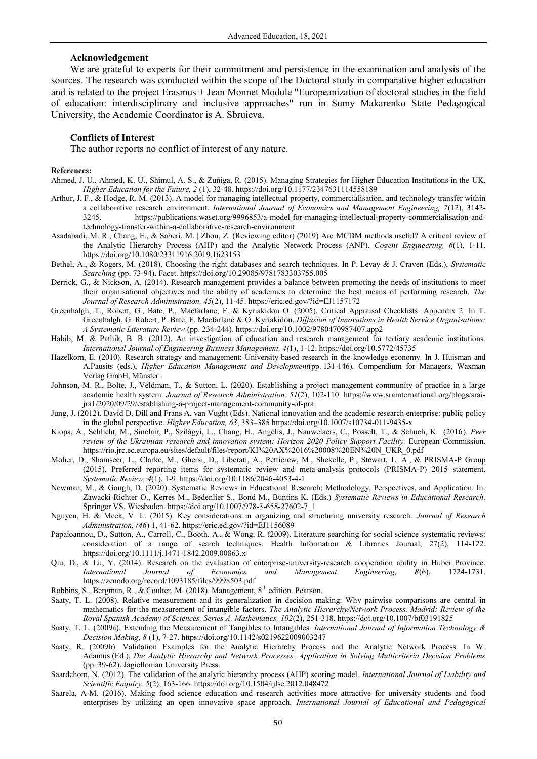### Acknowledgement

We are grateful to experts for their commitment and persistence in the examination and analysis of the sources. The research was conducted within the scope of the Doctoral study in comparative higher education and is related to the project Erasmus + Jean Monnet Module "Europeanization of doctoral studies in the field of education: interdisciplinary and inclusive approaches" run in Sumy Makarenko State Pedagogical University, the Academic Coordinator is A. Sbruieva.

### Conflicts of Interest

The author reports no conflict of interest of any nature.

**References:**

Ahmed, J. U., Ahmed, K. U., Shimul, A. S., & Zuñiga, R. (2015). Managing Strategies for Higher Education Institutions in the UK. *Higher Education for the Future, 2* (1), 32-48. https://doi.org/10.1177/2347631114558189

Arthur, J. F., & Hodge, R. M. (2013). A model for managing intellectual property, commercialisation, and technology transfer within a collaborative research environment. *International Journal of Economics and Management Engineering, 7*(12), 3142-3245. https://publications.waset.org/9996853/a-model-for-managing-intellectual-property-commercialisation-and-technology-transfer-within-a-collaborative-research-environment

Asadabadi, M. R., Chang, E., & Saberi, M. | Zhou, Z. (Reviewing editor) (2019) Are MCDM methods useful? A critical review of the Analytic Hierarchy Process (AHP) and the Analytic Network Process (ANP). *Cogent Engineering, 6*(1), 1-11. https://doi.org/10.1080/23311916.2019.1623153

Bethel, A., & Rogers, M. (2018). Choosing the right databases and search techniques. In P. Levay & J. Craven (Eds.), *Systematic Searching* (pp. 73-94). Facet. https://doi.org/10.29085/9781783303755.005

Derrick, G., & Nickson, A. (2014). Research management provides a balance between promoting the needs of institutions to meet their organisational objectives and the ability of academics to determine the best means of performing research. *The Journal of Research Administration, 45*(2), 11-45. https://eric.ed.gov/?id=EJ1157172

Greenhalgh, T., Robert, G., Bate, P., Macfarlane, F. & Kyriakidou O. (2005). Critical Appraisal Checklists: Appendix 2. In T. Greenhalgh, G. Robert, P. Bate, F. Macfarlane & O. Kyriakidou, *Diffusion of Innovations in Health Service Organisations: A Systematic Literature Review* (pp. 234-244). https://doi.org/10.1002/9780470987407.app2

Habib, M. & Pathik, B. B. (2012). An investigation of education and research management for tertiary academic institutions. *International Journal of Engineering Business Management, 4(*1), 1-12. https://doi.org/10.5772/45735

Hazelkorn, E. (2010). Research strategy and management: University-based research in the knowledge economy. In J. Huisman and A.Pausits (eds.), *Higher Education Management and Development*(pp. 131-146)*.* Compendium for Managers, Waxman Verlag GmbH, Münster .

Johnson, M. R., Bolte, J., Veldman, T., & Sutton, L. (2020). Establishing a project management community of practice in a large academic health system. *Journal of Research Administration, 51*(2), 102-110. https://www.srainternational.org/blogs/srai-jra1/2020/09/29/establishing-a-project-management-community-of-pra

Jung, J. (2012). David D. Dill and Frans A. van Vught (Eds). National innovation and the academic research enterprise: public policy in the global perspective. *Higher Education, 63*, 383–385 https://doi.org/10.1007/s10734-011-9435-x

Kiopa, A., Schlicht, M., Sinclair, P., Szilágyi, L., Chang, H., Angelis, J., Nauwelaers, C., Posselt, T., & Schuch, K. (2016). *Peer review of the Ukrainian research and innovation system: Horizon 2020 Policy Support Facility.* European Commission. https://rio.jrc.ec.europa.eu/sites/default/files/report/KI%20AX%2016%20008%20EN%20N_UKR_0.pdf

Moher, D., Shamseer, L., Clarke, M., Ghersi, D., Liberati, A., Petticrew, M., Shekelle, P., Stewart, L. A., & PRISMA-P Group (2015). Preferred reporting items for systematic review and meta-analysis protocols (PRISMA-P) 2015 statement. *Systematic Review, 4*(1), 1-9. https://doi.org/10.1186/2046-4053-4-1

Newman, M., & Gough, D. (2020). Systematic Reviews in Educational Research: Methodology, Perspectives, and Application. In: Zawacki-Richter O., Kerres M., Bedenlier S., Bond M., Buntins K. (Eds.) *Systematic Reviews in Educational Research.* Springer VS, Wiesbaden. https://doi.org/10.1007/978-3-658-27602-7_1

Nguyen, H. & Meek, V. L. (2015). Key considerations in organizing and structuring university research. *Journal of Research Administration, (46*) 1, 41-62. https://eric.ed.gov/?id=EJ1156089

Papaioannou, D., Sutton, A., Carroll, C., Booth, A., & Wong, R. (2009). Literature searching for social science systematic reviews: consideration of a range of search techniques. Health Information & Libraries Journal, 27(2), 114-122. https://doi.org/10.1111/j.1471-1842.2009.00863.x

Qiu, D., & Lu, Y. (2014). Research on the evaluation of enterprise-university-research cooperation ability in Hubei Province. *International Journal of Economics and Management Engineering, 8*(6), 1724-1731. https://zenodo.org/record/1093185/files/9998503.pdf

Robbins, S., Bergman, R., & Coulter, M. (2018). Management, 8th edition. Pearson.

Saaty, T. L. (2008). Relative measurement and its generalization in decision making: Why pairwise comparisons are central in mathematics for the measurement of intangible factors. *The Analytic Hierarchy/Network Process. Madrid: Review of the Royal Spanish Academy of Sciences, Series A, Mathematics, 102*(2), 251-318. https://doi.org/10.1007/bf03191825

Saaty, T. L. (2009a). Extending the Measurement of Tangibles to Intangibles. *International Journal of Information Technology & Decision Making, 8* (1), 7-27. https://doi.org/10.1142/s0219622009003247

Saaty, R. (2009b). Validation Examples for the Analytic Hierarchy Process and the Analytic Network Process. In W. Adamus (Ed.), *The Analytic Hierarchy and Network Processes: Application in Solving Multicriteria Decision Problems* (pp. 39-62). Jagiellonian University Press.

Saardchom, N. (2012). The validation of the analytic hierarchy process (AHP) scoring model. *International Journal of Liability and Scientific Enquiry, 5*(2), 163-166. https://doi.org/10.1504/ijlse.2012.048472

Saarela, A-M. (2016). Making food science education and research activities more attractive for university students and food enterprises by utilizing an open innovative space approach. *International Journal of Educational and Pedagogical*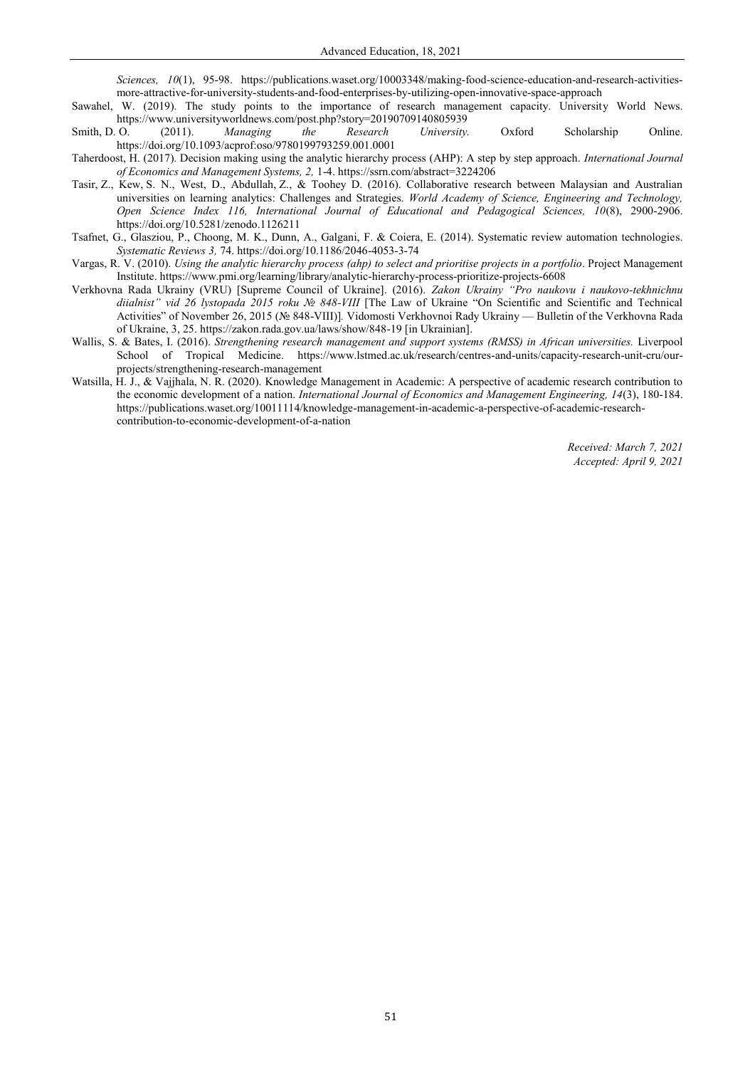*Sciences, 10*(1), 95-98. https://publications.waset.org/10003348/making-food-science-education-and-research-activities-more-attractive-for-university-students-and-food-enterprises-by-utilizing-open-innovative-space-approach

Sawahel, W. (2019). The study points to the importance of research management capacity. University World News. https://www.universityworldnews.com/post.php?story=20190709140805939

Smith, D. O. (2011). *Managing the Research University.* Oxford Scholarship Online. https://doi.org/10.1093/acprof:oso/9780199793259.001.0001

Taherdoost, H. (2017). Decision making using the analytic hierarchy process (AHP): A step by step approach. *International Journal of Economics and Management Systems, 2,* 1-4. https://ssrn.com/abstract=3224206

Tasir, Z., Kew, S. N., West, D., Abdullah, Z., & Toohey D. (2016). Collaborative research between Malaysian and Australian universities on learning analytics: Challenges and Strategies. *World Academy of Science, Engineering and Technology, Open Science Index 116, International Journal of Educational and Pedagogical Sciences, 10*(8), 2900-2906. https://doi.org/10.5281/zenodo.1126211

Tsafnet, G., Glasziou, P., Choong, M. K., Dunn, A., Galgani, F. & Coiera, E. (2014). Systematic review automation technologies. *Systematic Reviews 3,* 74. https://doi.org/10.1186/2046-4053-3-74

Vargas, R. V. (2010). *Using the analytic hierarchy process (ahp) to select and prioritise projects in a portfolio*. Project Management Institute. https://www.pmi.org/learning/library/analytic-hierarchy-process-prioritize-projects-6608

Verkhovna Rada Ukrainy (VRU) [Supreme Council of Ukraine]. (2016). *Zakon Ukrainy "Pro naukovu i naukovo-tekhnichnu diialnist" vid 26 lystopada 2015 roku № 848-VIII* [The Law of Ukraine "On Scientific and Scientific and Technical Activities" of November 26, 2015 (№ 848-VIII)]*.* Vidomosti Verkhovnoi Rady Ukrainy — Bulletin of the Verkhovna Rada of Ukraine, 3, 25. https://zakon.rada.gov.ua/laws/show/848-19 [in Ukrainian].

Wallis, S. & Bates, I. (2016). *Strengthening research management and support systems (RMSS) in African universities.* Liverpool School of Tropical Medicine. https://www.lstmed.ac.uk/research/centres-and-units/capacity-research-unit-cru/our-projects/strengthening-research-management

Watsilla, H. J., & Vajjhala, N. R. (2020). Knowledge Management in Academic: A perspective of academic research contribution to the economic development of a nation. *International Journal of Economics and Management Engineering, 14*(3), 180-184. https://publications.waset.org/10011114/knowledge-management-in-academic-a-perspective-of-academic-research-contribution-to-economic-development-of-a-nation

*Received: March 7, 2021*
*Accepted: April 9, 2021*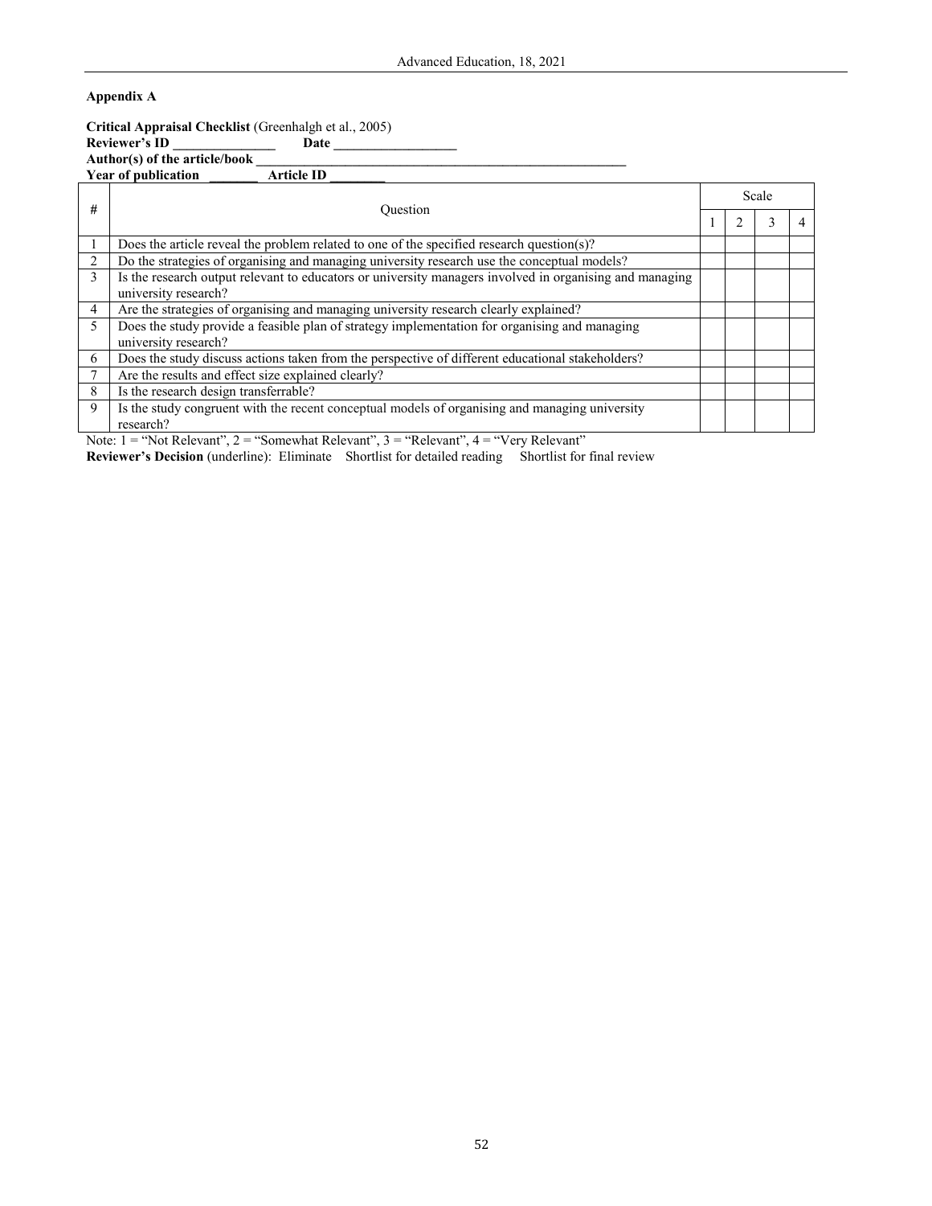**Appendix A**

**Critical Appraisal Checklist** (Greenhalgh et al., 2005)
**Reviewer's ID** _______________ **Date** _________________
**Author(s) of the article/book** _______________________________________________________
**Year of publication** _______ **Article ID** ________

| # | Question | Scale | | | |
|---|---|---|---|---|---|
| | | 1 | 2 | 3 | 4 |
| 1 | Does the article reveal the problem related to one of the specified research question(s)? | | | | |
| 2 | Do the strategies of organising and managing university research use the conceptual models? | | | | |
| 3 | Is the research output relevant to educators or university managers involved in organising and managing university research? | | | | |
| 4 | Are the strategies of organising and managing university research clearly explained? | | | | |
| 5 | Does the study provide a feasible plan of strategy implementation for organising and managing university research? | | | | |
| 6 | Does the study discuss actions taken from the perspective of different educational stakeholders? | | | | |
| 7 | Are the results and effect size explained clearly? | | | | |
| 8 | Is the research design transferrable? | | | | |
| 9 | Is the study congruent with the recent conceptual models of organising and managing university research? | | | | |

Note: 1 = "Not Relevant", 2 = "Somewhat Relevant", 3 = "Relevant", 4 = "Very Relevant"

**Reviewer's Decision** (underline): Eliminate Shortlist for detailed reading Shortlist for final review